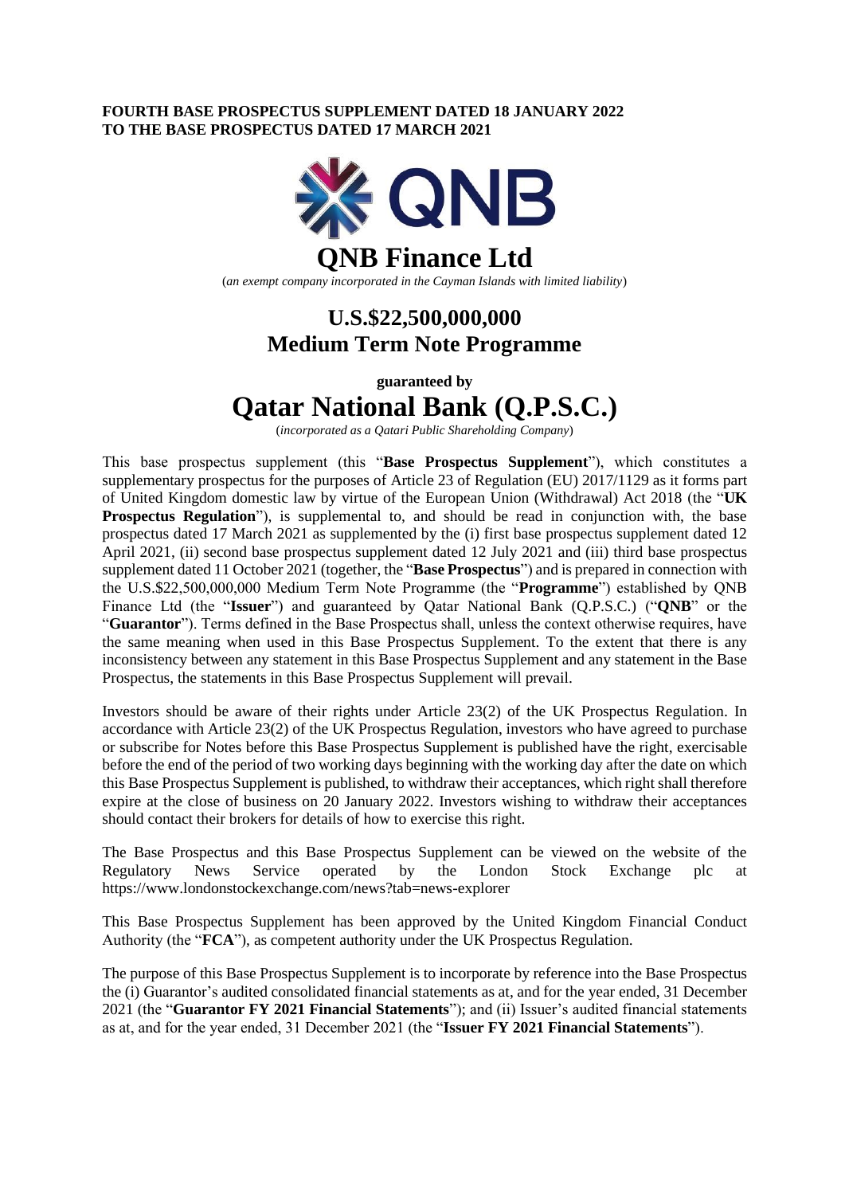**FOURTH BASE PROSPECTUS SUPPLEMENT DATED 18 JANUARY 2022**
**TO THE BASE PROSPECTUS DATED 17 MARCH 2021**

# QNB Finance Ltd

(*an exempt company incorporated in the Cayman Islands with limited liability*)

## U.S.$22,500,000,000
## Medium Term Note Programme

**guaranteed by**

# Qatar National Bank (Q.P.S.C.)

(*incorporated as a Qatari Public Shareholding Company*)

This base prospectus supplement (this "**Base Prospectus Supplement**"), which constitutes a supplementary prospectus for the purposes of Article 23 of Regulation (EU) 2017/1129 as it forms part of United Kingdom domestic law by virtue of the European Union (Withdrawal) Act 2018 (the "**UK Prospectus Regulation**"), is supplemental to, and should be read in conjunction with, the base prospectus dated 17 March 2021 as supplemented by the (i) first base prospectus supplement dated 12 April 2021, (ii) second base prospectus supplement dated 12 July 2021 and (iii) third base prospectus supplement dated 11 October 2021 (together, the "**Base Prospectus**") and is prepared in connection with the U.S.$22,500,000,000 Medium Term Note Programme (the "**Programme**") established by QNB Finance Ltd (the "**Issuer**") and guaranteed by Qatar National Bank (Q.P.S.C.) ("**QNB**" or the "**Guarantor**"). Terms defined in the Base Prospectus shall, unless the context otherwise requires, have the same meaning when used in this Base Prospectus Supplement. To the extent that there is any inconsistency between any statement in this Base Prospectus Supplement and any statement in the Base Prospectus, the statements in this Base Prospectus Supplement will prevail.

Investors should be aware of their rights under Article 23(2) of the UK Prospectus Regulation. In accordance with Article 23(2) of the UK Prospectus Regulation, investors who have agreed to purchase or subscribe for Notes before this Base Prospectus Supplement is published have the right, exercisable before the end of the period of two working days beginning with the working day after the date on which this Base Prospectus Supplement is published, to withdraw their acceptances, which right shall therefore expire at the close of business on 20 January 2022. Investors wishing to withdraw their acceptances should contact their brokers for details of how to exercise this right.

The Base Prospectus and this Base Prospectus Supplement can be viewed on the website of the Regulatory News Service operated by the London Stock Exchange plc at https://www.londonstockexchange.com/news?tab=news-explorer

This Base Prospectus Supplement has been approved by the United Kingdom Financial Conduct Authority (the "**FCA**"), as competent authority under the UK Prospectus Regulation.

The purpose of this Base Prospectus Supplement is to incorporate by reference into the Base Prospectus the (i) Guarantor's audited consolidated financial statements as at, and for the year ended, 31 December 2021 (the "**Guarantor FY 2021 Financial Statements**"); and (ii) Issuer's audited financial statements as at, and for the year ended, 31 December 2021 (the "**Issuer FY 2021 Financial Statements**").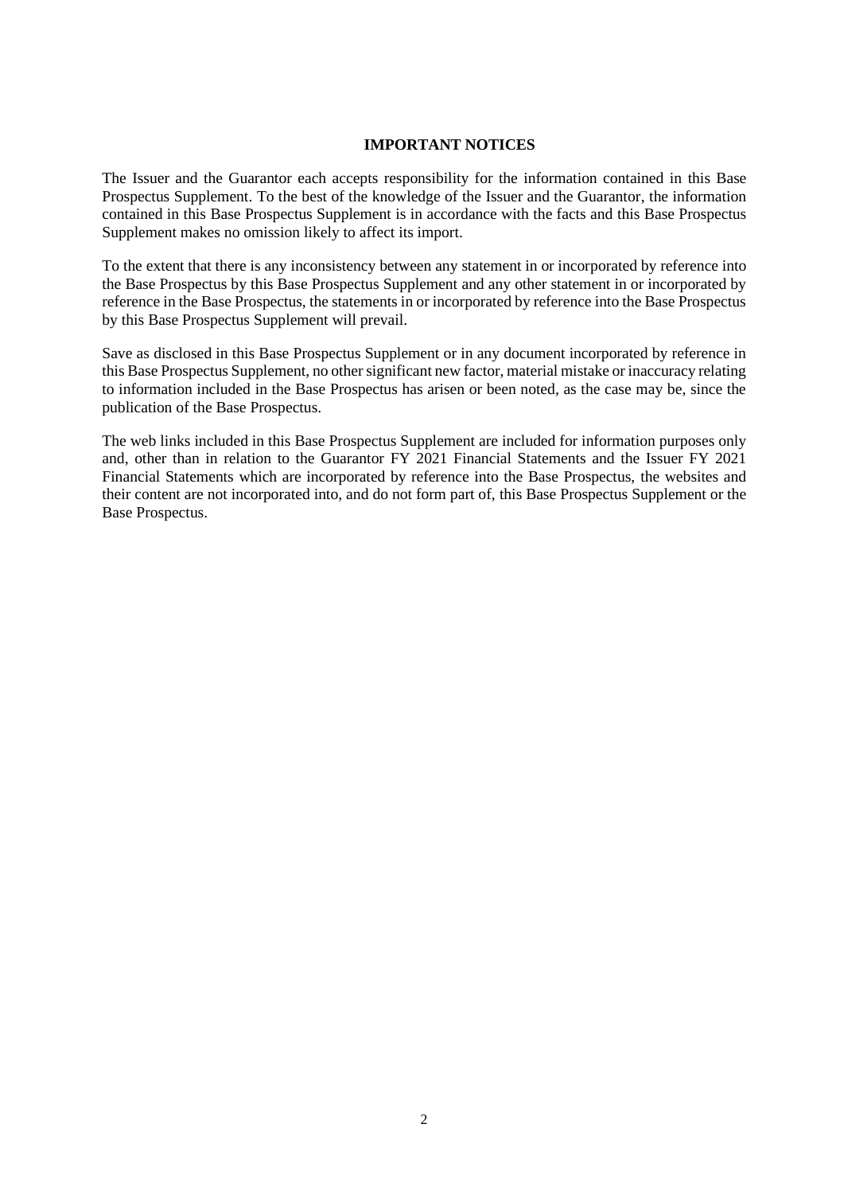## IMPORTANT NOTICES

The Issuer and the Guarantor each accepts responsibility for the information contained in this Base Prospectus Supplement. To the best of the knowledge of the Issuer and the Guarantor, the information contained in this Base Prospectus Supplement is in accordance with the facts and this Base Prospectus Supplement makes no omission likely to affect its import.

To the extent that there is any inconsistency between any statement in or incorporated by reference into the Base Prospectus by this Base Prospectus Supplement and any other statement in or incorporated by reference in the Base Prospectus, the statements in or incorporated by reference into the Base Prospectus by this Base Prospectus Supplement will prevail.

Save as disclosed in this Base Prospectus Supplement or in any document incorporated by reference in this Base Prospectus Supplement, no other significant new factor, material mistake or inaccuracy relating to information included in the Base Prospectus has arisen or been noted, as the case may be, since the publication of the Base Prospectus.

The web links included in this Base Prospectus Supplement are included for information purposes only and, other than in relation to the Guarantor FY 2021 Financial Statements and the Issuer FY 2021 Financial Statements which are incorporated by reference into the Base Prospectus, the websites and their content are not incorporated into, and do not form part of, this Base Prospectus Supplement or the Base Prospectus.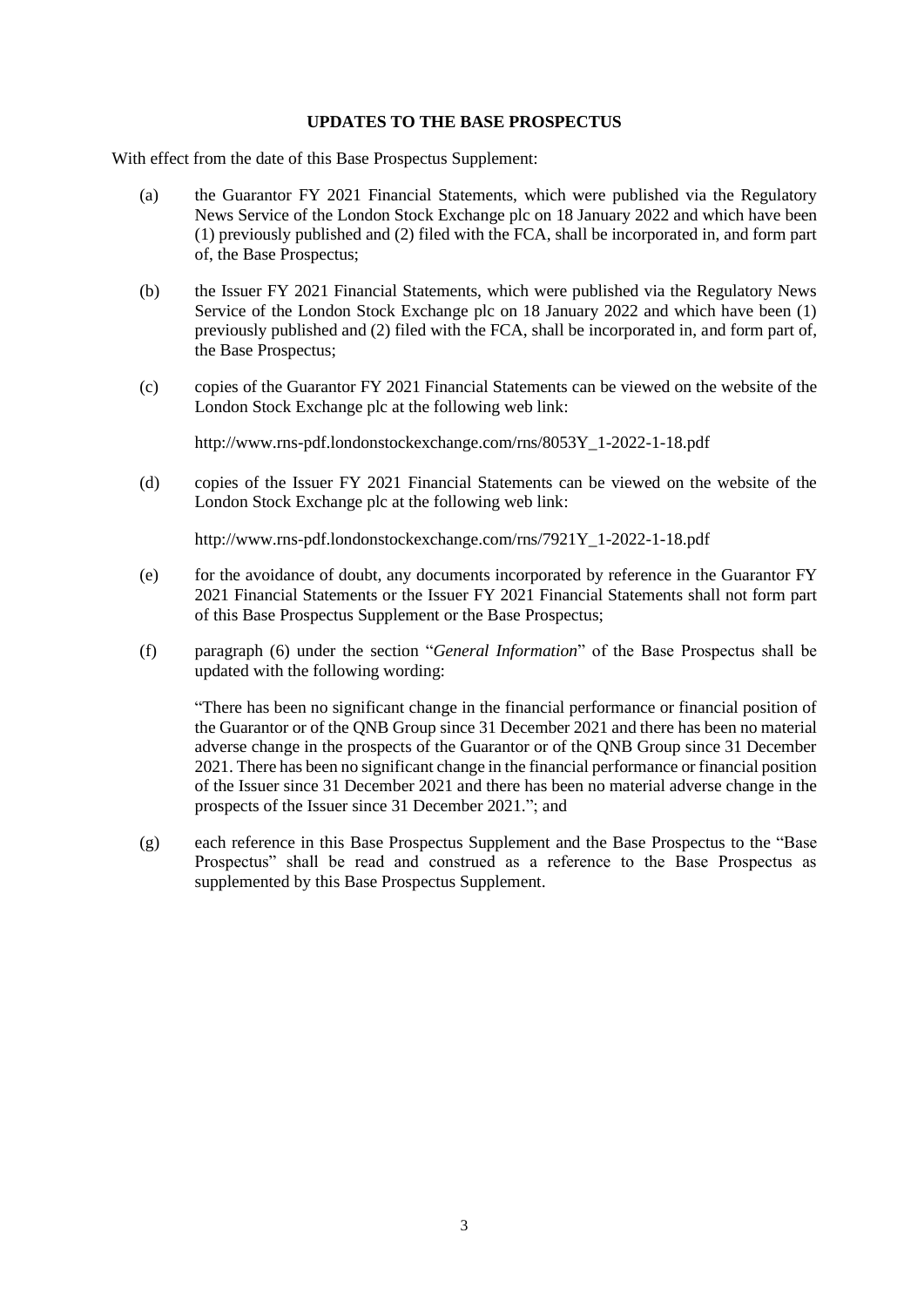## UPDATES TO THE BASE PROSPECTUS

With effect from the date of this Base Prospectus Supplement:

(a) the Guarantor FY 2021 Financial Statements, which were published via the Regulatory News Service of the London Stock Exchange plc on 18 January 2022 and which have been (1) previously published and (2) filed with the FCA, shall be incorporated in, and form part of, the Base Prospectus;

(b) the Issuer FY 2021 Financial Statements, which were published via the Regulatory News Service of the London Stock Exchange plc on 18 January 2022 and which have been (1) previously published and (2) filed with the FCA, shall be incorporated in, and form part of, the Base Prospectus;

(c) copies of the Guarantor FY 2021 Financial Statements can be viewed on the website of the London Stock Exchange plc at the following web link:

http://www.rns-pdf.londonstockexchange.com/rns/8053Y_1-2022-1-18.pdf

(d) copies of the Issuer FY 2021 Financial Statements can be viewed on the website of the London Stock Exchange plc at the following web link:

http://www.rns-pdf.londonstockexchange.com/rns/7921Y_1-2022-1-18.pdf

(e) for the avoidance of doubt, any documents incorporated by reference in the Guarantor FY 2021 Financial Statements or the Issuer FY 2021 Financial Statements shall not form part of this Base Prospectus Supplement or the Base Prospectus;

(f) paragraph (6) under the section "*General Information*" of the Base Prospectus shall be updated with the following wording:

"There has been no significant change in the financial performance or financial position of the Guarantor or of the QNB Group since 31 December 2021 and there has been no material adverse change in the prospects of the Guarantor or of the QNB Group since 31 December 2021. There has been no significant change in the financial performance or financial position of the Issuer since 31 December 2021 and there has been no material adverse change in the prospects of the Issuer since 31 December 2021."; and

(g) each reference in this Base Prospectus Supplement and the Base Prospectus to the "Base Prospectus" shall be read and construed as a reference to the Base Prospectus as supplemented by this Base Prospectus Supplement.